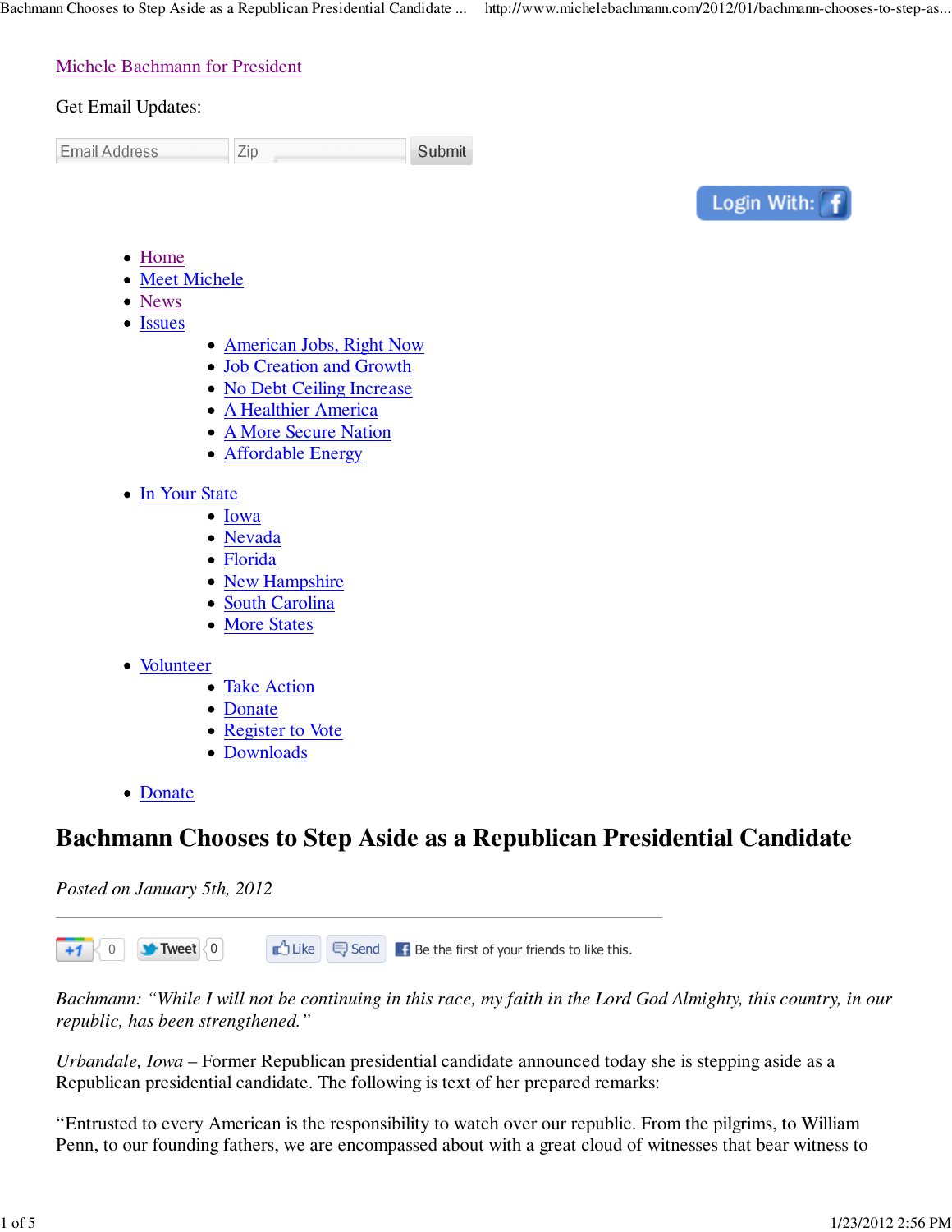[Michele Bachmann for President](#)

Get Email Updates:

Email Address | Zip | Submit

Login With:

- [Home](#)
- [Meet Michele](#)
- [News](#)
- [Issues](#)
  - [American Jobs, Right Now](#)
  - [Job Creation and Growth](#)
  - [No Debt Ceiling Increase](#)
  - [A Healthier America](#)
  - [A More Secure Nation](#)
  - [Affordable Energy](#)
- [In Your State](#)
  - [Iowa](#)
  - [Nevada](#)
  - [Florida](#)
  - [New Hampshire](#)
  - [South Carolina](#)
  - [More States](#)
- [Volunteer](#)
  - [Take Action](#)
  - [Donate](#)
  - [Register to Vote](#)
  - [Downloads](#)
- [Donate](#)

# Bachmann Chooses to Step Aside as a Republican Presidential Candidate

*Posted on January 5th, 2012*

---

+1 0 Tweet 0 Like Send Be the first of your friends to like this.

*Bachmann: "While I will not be continuing in this race, my faith in the Lord God Almighty, this country, in our republic, has been strengthened."*

*Urbandale, Iowa* – Former Republican presidential candidate announced today she is stepping aside as a Republican presidential candidate. The following is text of her prepared remarks:

"Entrusted to every American is the responsibility to watch over our republic. From the pilgrims, to William Penn, to our founding fathers, we are encompassed about with a great cloud of witnesses that bear witness to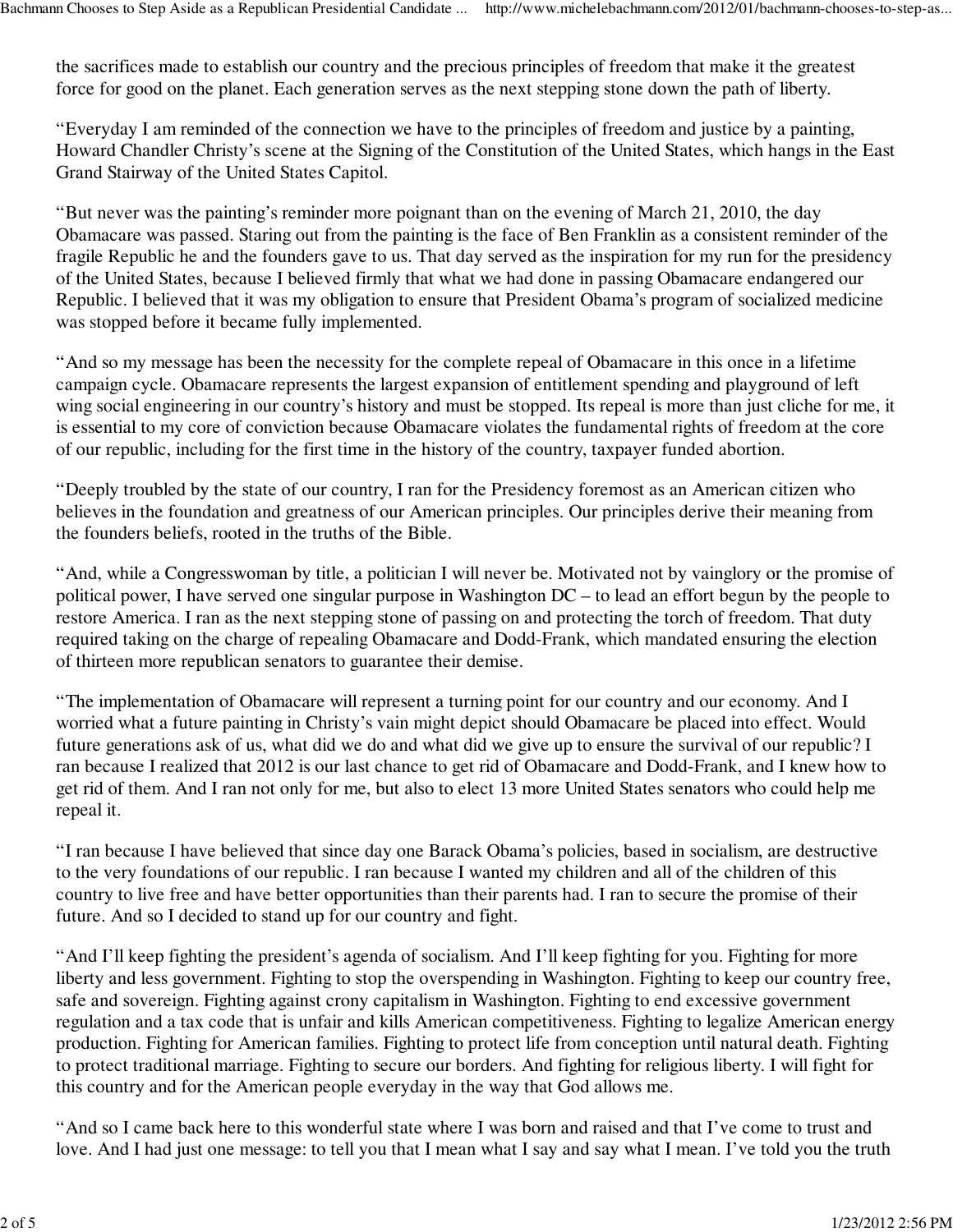the sacrifices made to establish our country and the precious principles of freedom that make it the greatest force for good on the planet. Each generation serves as the next stepping stone down the path of liberty.

"Everyday I am reminded of the connection we have to the principles of freedom and justice by a painting, Howard Chandler Christy's scene at the Signing of the Constitution of the United States, which hangs in the East Grand Stairway of the United States Capitol.

"But never was the painting's reminder more poignant than on the evening of March 21, 2010, the day Obamacare was passed. Staring out from the painting is the face of Ben Franklin as a consistent reminder of the fragile Republic he and the founders gave to us. That day served as the inspiration for my run for the presidency of the United States, because I believed firmly that what we had done in passing Obamacare endangered our Republic. I believed that it was my obligation to ensure that President Obama's program of socialized medicine was stopped before it became fully implemented.

"And so my message has been the necessity for the complete repeal of Obamacare in this once in a lifetime campaign cycle. Obamacare represents the largest expansion of entitlement spending and playground of left wing social engineering in our country's history and must be stopped. Its repeal is more than just cliche for me, it is essential to my core of conviction because Obamacare violates the fundamental rights of freedom at the core of our republic, including for the first time in the history of the country, taxpayer funded abortion.

"Deeply troubled by the state of our country, I ran for the Presidency foremost as an American citizen who believes in the foundation and greatness of our American principles. Our principles derive their meaning from the founders beliefs, rooted in the truths of the Bible.

"And, while a Congresswoman by title, a politician I will never be. Motivated not by vainglory or the promise of political power, I have served one singular purpose in Washington DC – to lead an effort begun by the people to restore America. I ran as the next stepping stone of passing on and protecting the torch of freedom. That duty required taking on the charge of repealing Obamacare and Dodd-Frank, which mandated ensuring the election of thirteen more republican senators to guarantee their demise.

"The implementation of Obamacare will represent a turning point for our country and our economy. And I worried what a future painting in Christy's vain might depict should Obamacare be placed into effect. Would future generations ask of us, what did we do and what did we give up to ensure the survival of our republic? I ran because I realized that 2012 is our last chance to get rid of Obamacare and Dodd-Frank, and I knew how to get rid of them. And I ran not only for me, but also to elect 13 more United States senators who could help me repeal it.

"I ran because I have believed that since day one Barack Obama's policies, based in socialism, are destructive to the very foundations of our republic. I ran because I wanted my children and all of the children of this country to live free and have better opportunities than their parents had. I ran to secure the promise of their future. And so I decided to stand up for our country and fight.

"And I'll keep fighting the president's agenda of socialism. And I'll keep fighting for you. Fighting for more liberty and less government. Fighting to stop the overspending in Washington. Fighting to keep our country free, safe and sovereign. Fighting against crony capitalism in Washington. Fighting to end excessive government regulation and a tax code that is unfair and kills American competitiveness. Fighting to legalize American energy production. Fighting for American families. Fighting to protect life from conception until natural death. Fighting to protect traditional marriage. Fighting to secure our borders. And fighting for religious liberty. I will fight for this country and for the American people everyday in the way that God allows me.

"And so I came back here to this wonderful state where I was born and raised and that I've come to trust and love. And I had just one message: to tell you that I mean what I say and say what I mean. I've told you the truth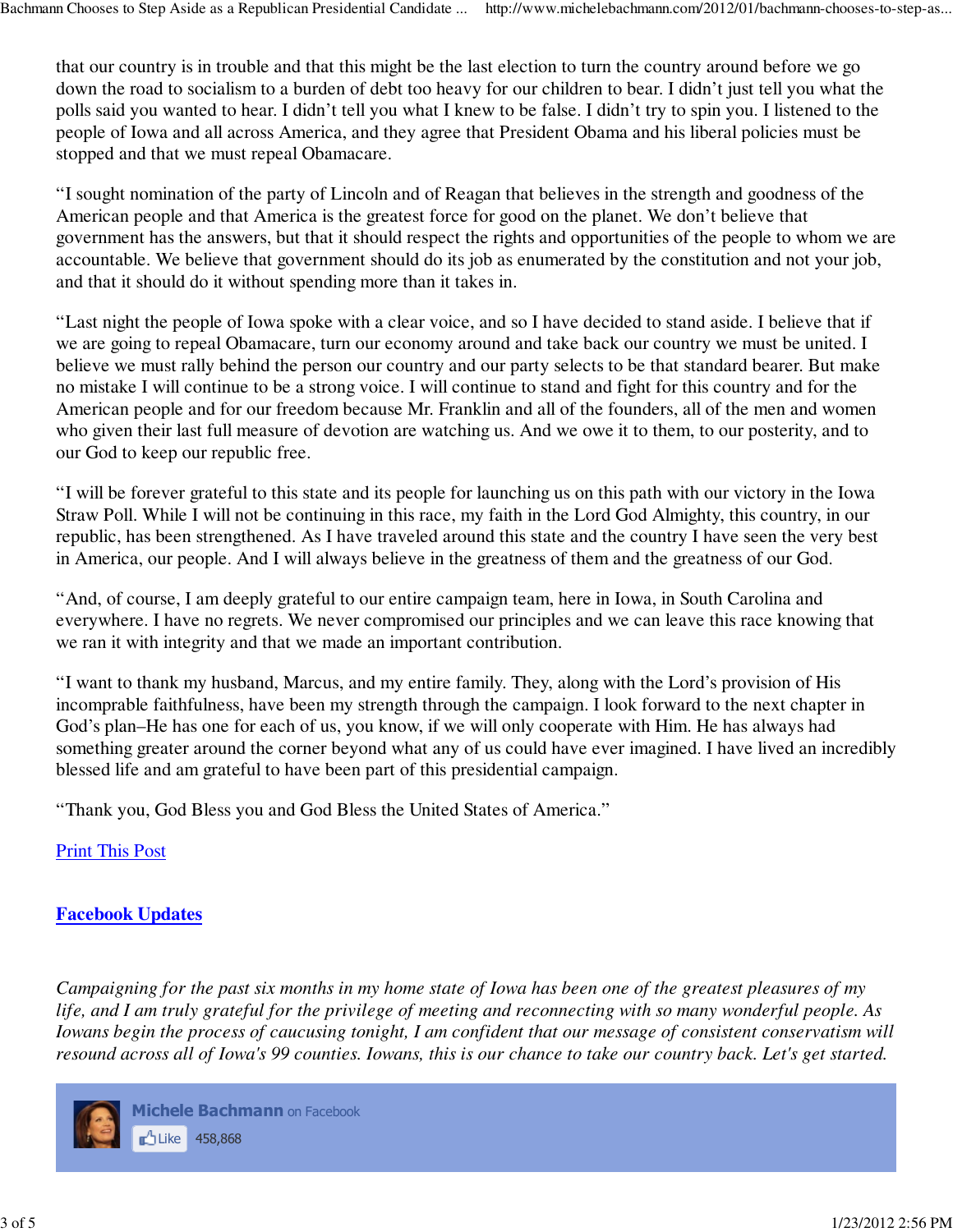that our country is in trouble and that this might be the last election to turn the country around before we go down the road to socialism to a burden of debt too heavy for our children to bear. I didn't just tell you what the polls said you wanted to hear. I didn't tell you what I knew to be false. I didn't try to spin you. I listened to the people of Iowa and all across America, and they agree that President Obama and his liberal policies must be stopped and that we must repeal Obamacare.

"I sought nomination of the party of Lincoln and of Reagan that believes in the strength and goodness of the American people and that America is the greatest force for good on the planet. We don't believe that government has the answers, but that it should respect the rights and opportunities of the people to whom we are accountable. We believe that government should do its job as enumerated by the constitution and not your job, and that it should do it without spending more than it takes in.

"Last night the people of Iowa spoke with a clear voice, and so I have decided to stand aside. I believe that if we are going to repeal Obamacare, turn our economy around and take back our country we must be united. I believe we must rally behind the person our country and our party selects to be that standard bearer. But make no mistake I will continue to be a strong voice. I will continue to stand and fight for this country and for the American people and for our freedom because Mr. Franklin and all of the founders, all of the men and women who given their last full measure of devotion are watching us. And we owe it to them, to our posterity, and to our God to keep our republic free.

"I will be forever grateful to this state and its people for launching us on this path with our victory in the Iowa Straw Poll. While I will not be continuing in this race, my faith in the Lord God Almighty, this country, in our republic, has been strengthened. As I have traveled around this state and the country I have seen the very best in America, our people. And I will always believe in the greatness of them and the greatness of our God.

"And, of course, I am deeply grateful to our entire campaign team, here in Iowa, in South Carolina and everywhere. I have no regrets. We never compromised our principles and we can leave this race knowing that we ran it with integrity and that we made an important contribution.

"I want to thank my husband, Marcus, and my entire family. They, along with the Lord's provision of His incomprable faithfulness, have been my strength through the campaign. I look forward to the next chapter in God's plan–He has one for each of us, you know, if we will only cooperate with Him. He has always had something greater around the corner beyond what any of us could have ever imagined. I have lived an incredibly blessed life and am grateful to have been part of this presidential campaign.

"Thank you, God Bless you and God Bless the United States of America."

Print This Post

**Facebook Updates**

*Campaigning for the past six months in my home state of Iowa has been one of the greatest pleasures of my life, and I am truly grateful for the privilege of meeting and reconnecting with so many wonderful people. As Iowans begin the process of caucusing tonight, I am confident that our message of consistent conservatism will resound across all of Iowa's 99 counties. Iowans, this is our chance to take our country back. Let's get started.*

**Michele Bachmann** on Facebook

Like 458,868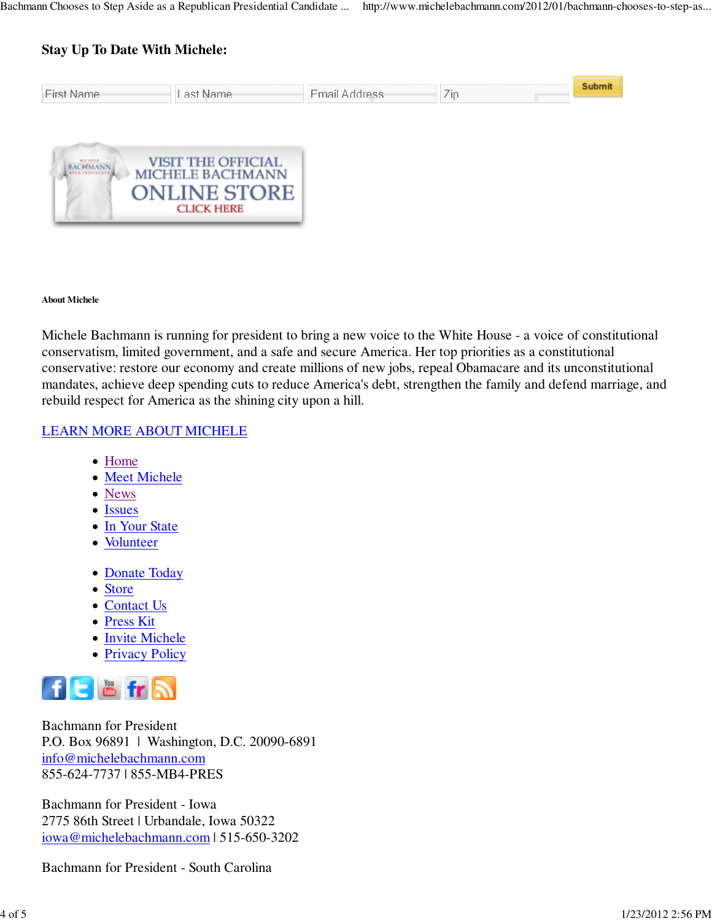**Stay Up To Date With Michele:**

First Name | Last Name | Email Address | Zip | Submit

VISIT THE OFFICIAL MICHELE BACHMANN ONLINE STORE CLICK HERE

**About Michele**

Michele Bachmann is running for president to bring a new voice to the White House - a voice of constitutional conservatism, limited government, and a safe and secure America. Her top priorities as a constitutional conservative: restore our economy and create millions of new jobs, repeal Obamacare and its unconstitutional mandates, achieve deep spending cuts to reduce America's debt, strengthen the family and defend marriage, and rebuild respect for America as the shining city upon a hill.

LEARN MORE ABOUT MICHELE

- Home
- Meet Michele
- News
- Issues
- In Your State
- Volunteer

- Donate Today
- Store
- Contact Us
- Press Kit
- Invite Michele
- Privacy Policy

Bachmann for President
P.O. Box 96891 | Washington, D.C. 20090-6891
info@michelebachmann.com
855-624-7737 | 855-MB4-PRES

Bachmann for President - Iowa
2775 86th Street | Urbandale, Iowa 50322
iowa@michelebachmann.com | 515-650-3202

Bachmann for President - South Carolina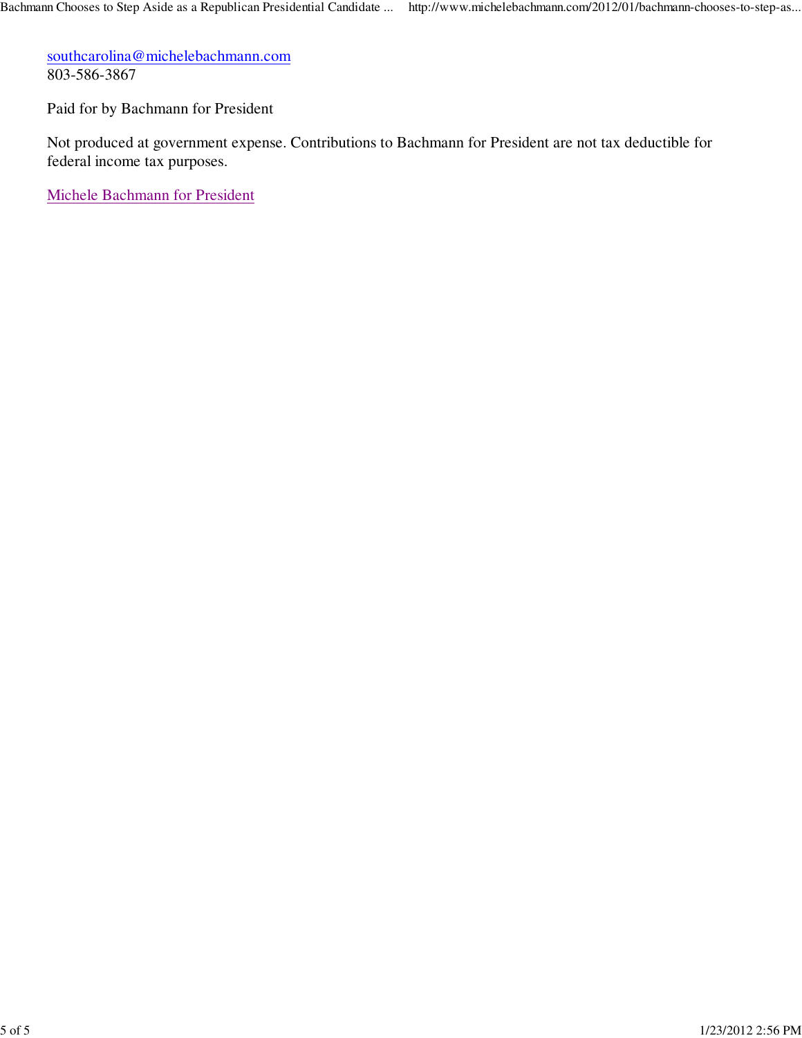[southcarolina@michelebachmann.com](mailto:southcarolina@michelebachmann.com)
803-586-3867

Paid for by Bachmann for President

Not produced at government expense. Contributions to Bachmann for President are not tax deductible for federal income tax purposes.

Michele Bachmann for President